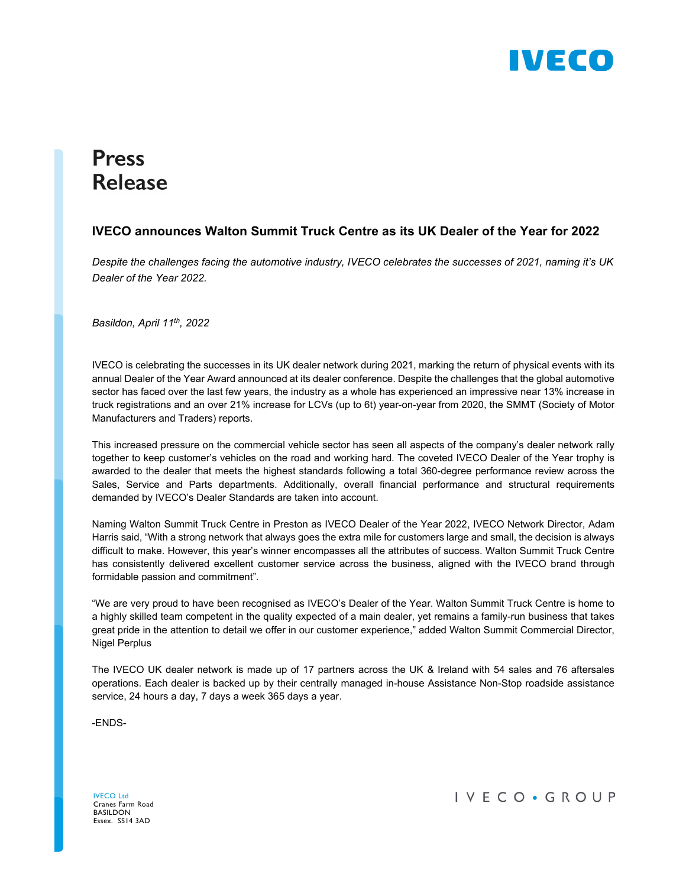IVECO

# Press Release

## IVECO announces Walton Summit Truck Centre as its UK Dealer of the Year for 2022

*Despite the challenges facing the automotive industry, IVECO celebrates the successes of 2021, naming it's UK Dealer of the Year 2022.*

*Basildon, April 11th, 2022*

IVECO is celebrating the successes in its UK dealer network during 2021, marking the return of physical events with its annual Dealer of the Year Award announced at its dealer conference. Despite the challenges that the global automotive sector has faced over the last few years, the industry as a whole has experienced an impressive near 13% increase in truck registrations and an over 21% increase for LCVs (up to 6t) year-on-year from 2020, the SMMT (Society of Motor Manufacturers and Traders) reports.

This increased pressure on the commercial vehicle sector has seen all aspects of the company's dealer network rally together to keep customer's vehicles on the road and working hard. The coveted IVECO Dealer of the Year trophy is awarded to the dealer that meets the highest standards following a total 360-degree performance review across the Sales, Service and Parts departments. Additionally, overall financial performance and structural requirements demanded by IVECO's Dealer Standards are taken into account.

Naming Walton Summit Truck Centre in Preston as IVECO Dealer of the Year 2022, IVECO Network Director, Adam Harris said, "With a strong network that always goes the extra mile for customers large and small, the decision is always difficult to make. However, this year's winner encompasses all the attributes of success. Walton Summit Truck Centre has consistently delivered excellent customer service across the business, aligned with the IVECO brand through formidable passion and commitment".

"We are very proud to have been recognised as IVECO's Dealer of the Year. Walton Summit Truck Centre is home to a highly skilled team competent in the quality expected of a main dealer, yet remains a family-run business that takes great pride in the attention to detail we offer in our customer experience," added Walton Summit Commercial Director, Nigel Perplus

The IVECO UK dealer network is made up of 17 partners across the UK & Ireland with 54 sales and 76 aftersales operations. Each dealer is backed up by their centrally managed in-house Assistance Non-Stop roadside assistance service, 24 hours a day, 7 days a week 365 days a year.

-ENDS-

IVECO Ltd
Cranes Farm Road
BASILDON
Essex. SS14 3AD

IVECO • GROUP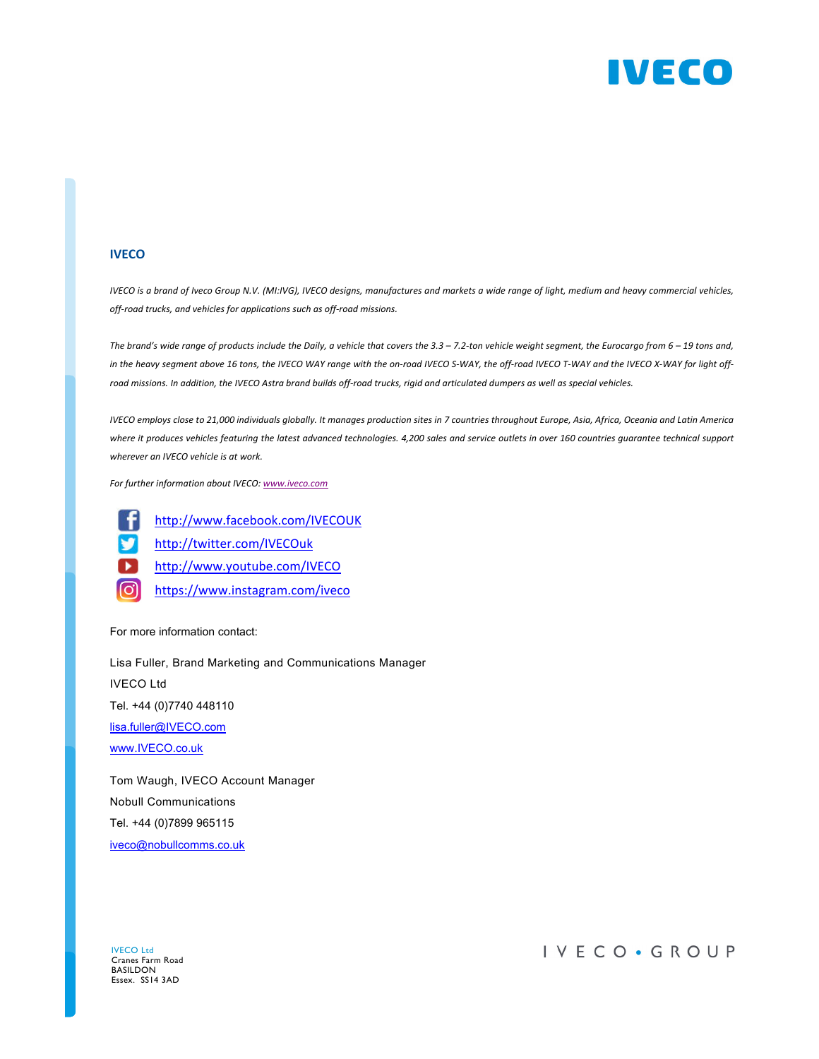## IVECO

*IVECO is a brand of Iveco Group N.V. (MI:IVG), IVECO designs, manufactures and markets a wide range of light, medium and heavy commercial vehicles, off-road trucks, and vehicles for applications such as off-road missions.*

*The brand's wide range of products include the Daily, a vehicle that covers the 3.3 – 7.2-ton vehicle weight segment, the Eurocargo from 6 – 19 tons and, in the heavy segment above 16 tons, the IVECO WAY range with the on-road IVECO S-WAY, the off-road IVECO T-WAY and the IVECO X-WAY for light off-road missions. In addition, the IVECO Astra brand builds off-road trucks, rigid and articulated dumpers as well as special vehicles.*

*IVECO employs close to 21,000 individuals globally. It manages production sites in 7 countries throughout Europe, Asia, Africa, Oceania and Latin America where it produces vehicles featuring the latest advanced technologies. 4,200 sales and service outlets in over 160 countries guarantee technical support wherever an IVECO vehicle is at work.*

*For further information about IVECO: www.iveco.com*

http://www.facebook.com/IVECOUK
http://twitter.com/IVECOuk
http://www.youtube.com/IVECO
https://www.instagram.com/iveco

For more information contact:

Lisa Fuller, Brand Marketing and Communications Manager
IVECO Ltd
Tel. +44 (0)7740 448110
lisa.fuller@IVECO.com
www.IVECO.co.uk

Tom Waugh, IVECO Account Manager
Nobull Communications
Tel. +44 (0)7899 965115
iveco@nobullcomms.co.uk

IVECO Ltd
Cranes Farm Road
BASILDON
Essex. SS14 3AD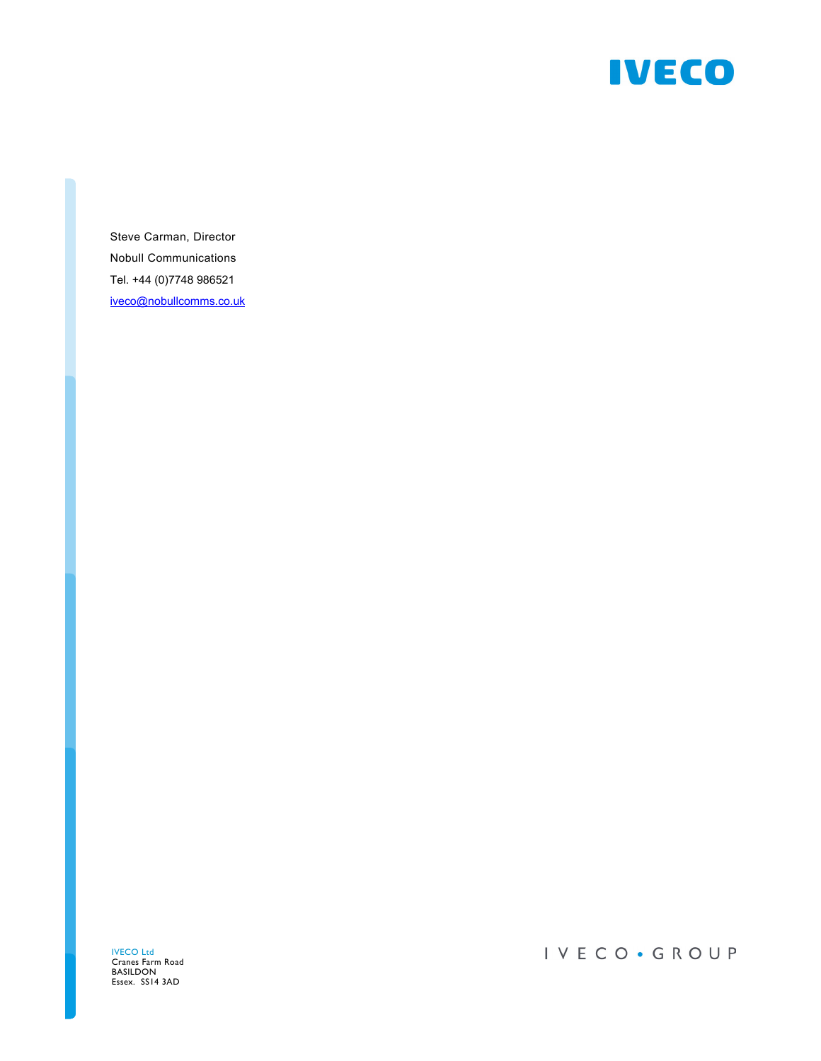Steve Carman, Director

Nobull Communications

Tel. +44 (0)7748 986521

iveco@nobullcomms.co.uk

IVECO Ltd
Cranes Farm Road
BASILDON
Essex. SS14 3AD